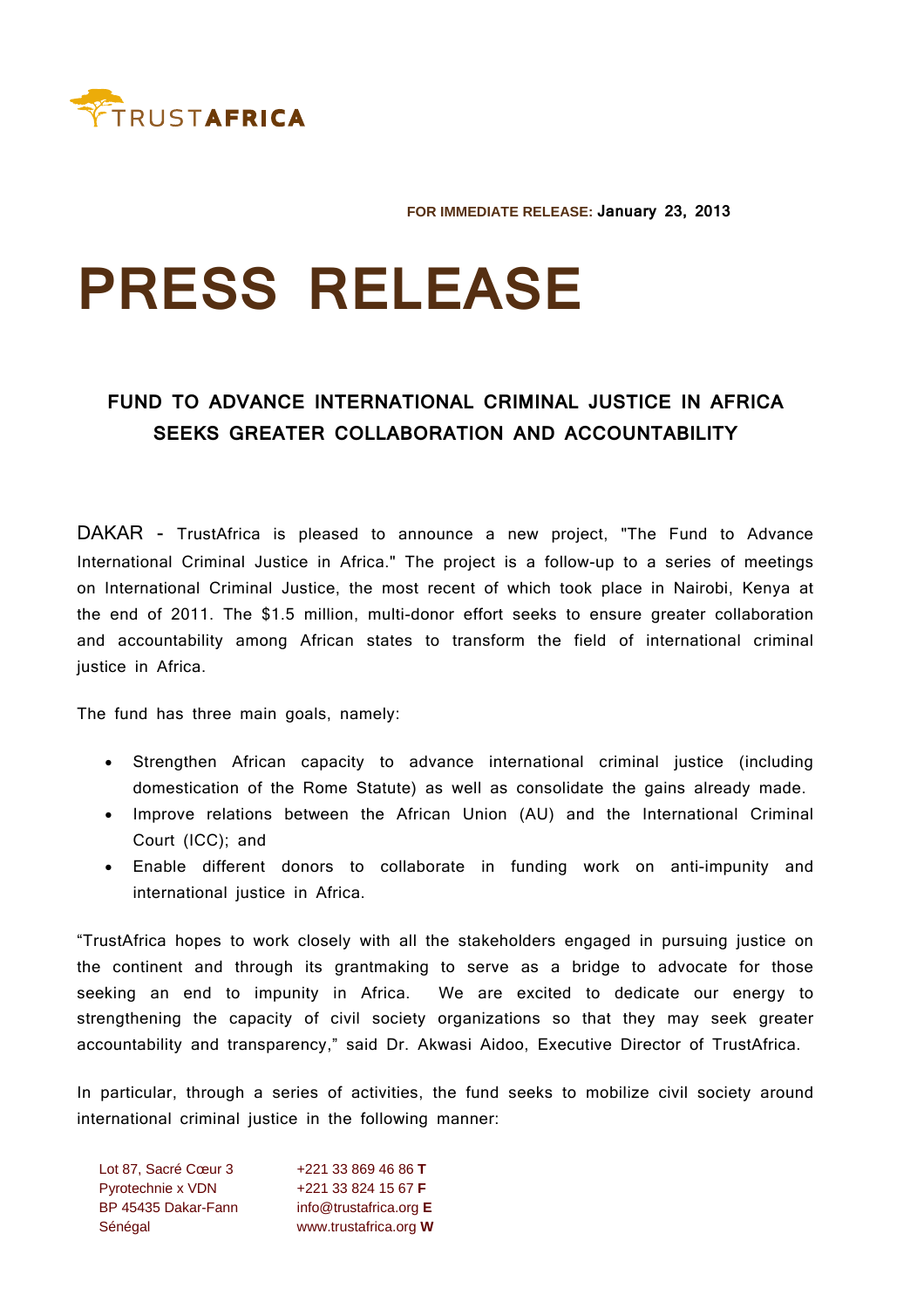TRUSTAFRICA

**FOR IMMEDIATE RELEASE:** **January 23, 2013**

# PRESS RELEASE

## FUND TO ADVANCE INTERNATIONAL CRIMINAL JUSTICE IN AFRICA SEEKS GREATER COLLABORATION AND ACCOUNTABILITY

DAKAR - TrustAfrica is pleased to announce a new project, "The Fund to Advance International Criminal Justice in Africa." The project is a follow-up to a series of meetings on International Criminal Justice, the most recent of which took place in Nairobi, Kenya at the end of 2011. The $1.5 million, multi-donor effort seeks to ensure greater collaboration and accountability among African states to transform the field of international criminal justice in Africa.

The fund has three main goals, namely:

- Strengthen African capacity to advance international criminal justice (including domestication of the Rome Statute) as well as consolidate the gains already made.
- Improve relations between the African Union (AU) and the International Criminal Court (ICC); and
- Enable different donors to collaborate in funding work on anti-impunity and international justice in Africa.

"TrustAfrica hopes to work closely with all the stakeholders engaged in pursuing justice on the continent and through its grantmaking to serve as a bridge to advocate for those seeking an end to impunity in Africa. We are excited to dedicate our energy to strengthening the capacity of civil society organizations so that they may seek greater accountability and transparency," said Dr. Akwasi Aidoo, Executive Director of TrustAfrica.

In particular, through a series of activities, the fund seeks to mobilize civil society around international criminal justice in the following manner:

Lot 87, Sacré Cœur 3
Pyrotechnie x VDN
BP 45435 Dakar-Fann
Sénégal

+221 33 869 46 86 **T**
+221 33 824 15 67 **F**
info@trustafrica.org **E**
www.trustafrica.org **W**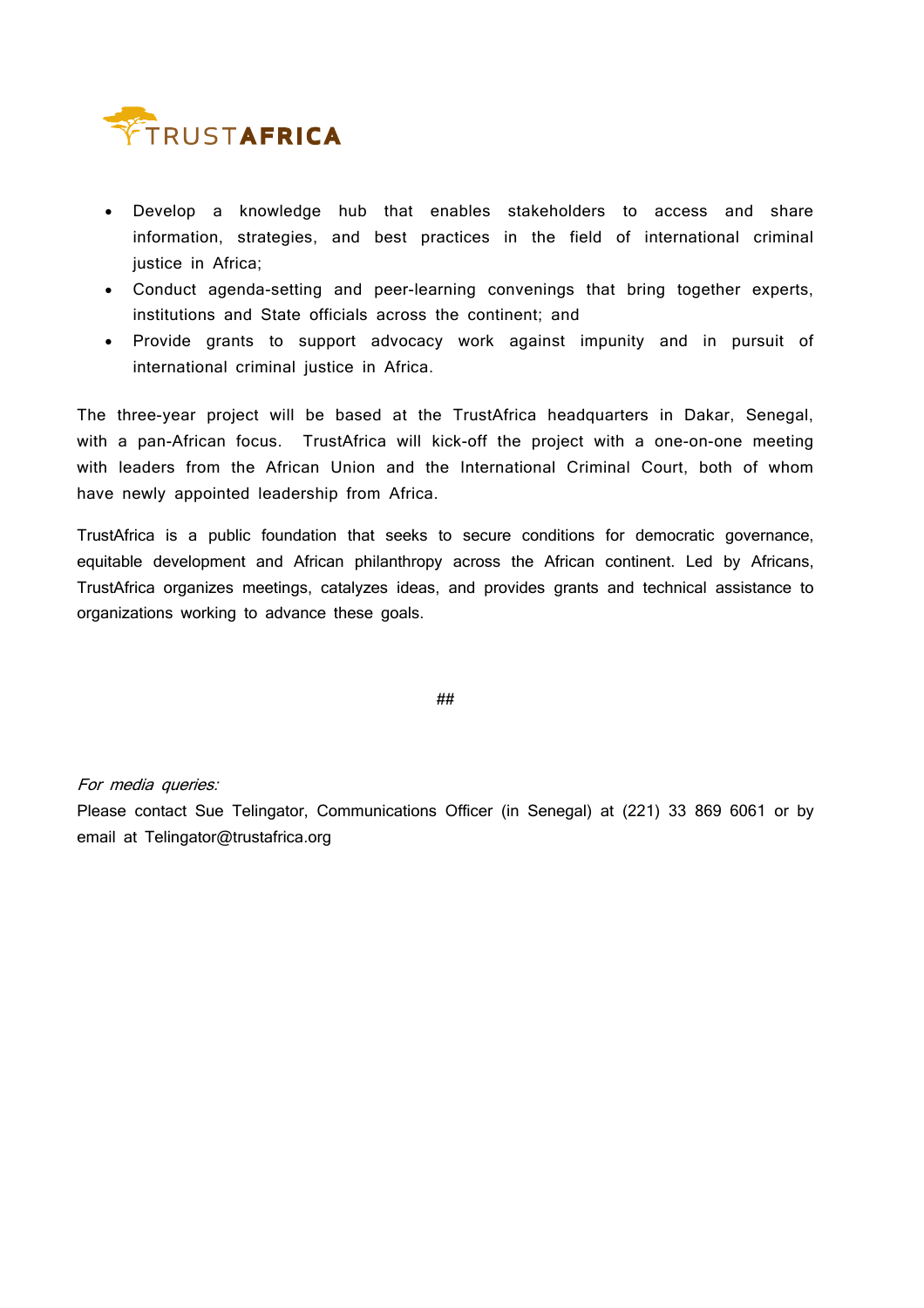- Develop a knowledge hub that enables stakeholders to access and share information, strategies, and best practices in the field of international criminal justice in Africa;
- Conduct agenda-setting and peer-learning convenings that bring together experts, institutions and State officials across the continent; and
- Provide grants to support advocacy work against impunity and in pursuit of international criminal justice in Africa.

The three-year project will be based at the TrustAfrica headquarters in Dakar, Senegal, with a pan-African focus. TrustAfrica will kick-off the project with a one-on-one meeting with leaders from the African Union and the International Criminal Court, both of whom have newly appointed leadership from Africa.

TrustAfrica is a public foundation that seeks to secure conditions for democratic governance, equitable development and African philanthropy across the African continent. Led by Africans, TrustAfrica organizes meetings, catalyzes ideas, and provides grants and technical assistance to organizations working to advance these goals.

##

*For media queries:*

Please contact Sue Telingator, Communications Officer (in Senegal) at (221) 33 869 6061 or by email at Telingator@trustafrica.org